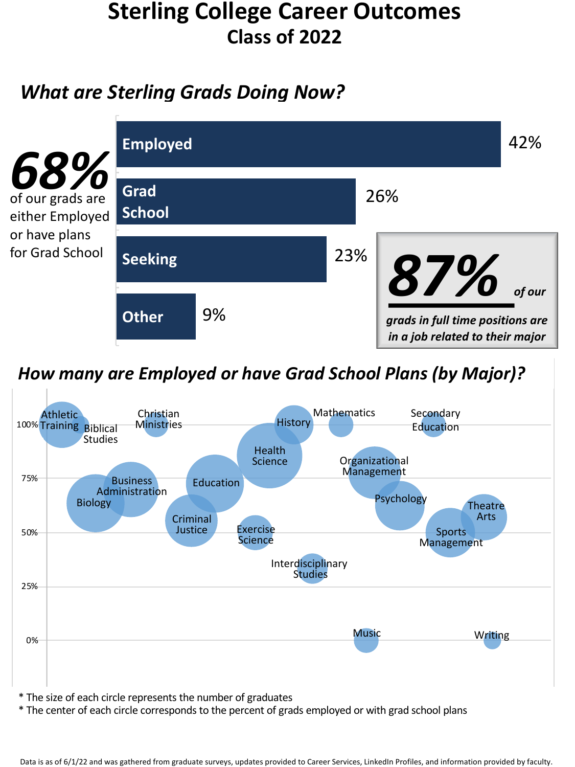# Sterling College Career Outcomes

## Class of 2022

### *What are Sterling Grads Doing Now?*

**68%** of our grads are either Employed or have plans for Grad School

| Status | Percent |
|---|---|
| Employed | 42% |
| Grad School | 26% |
| Seeking | 23% |
| Other | 9% |

***87%*** *of our grads in full time positions are in a job related to their major*

### *How many are Employed or have Grad School Plans (by Major)?*

Athletic Training, Biblical Studies, Christian Ministries, History, Mathematics, Secondary Education, Health Science, Organizational Management, Business Administration, Education, Biology, Psychology, Theatre Arts, Criminal Justice, Exercise Science, Sports Management, Interdisciplinary Studies, Music, Writing

100%, 75%, 50%, 25%, 0%

\* The size of each circle represents the number of graduates

\* The center of each circle corresponds to the percent of grads employed or with grad school plans

Data is as of 6/1/22 and was gathered from graduate surveys, updates provided to Career Services, LinkedIn Profiles, and information provided by faculty.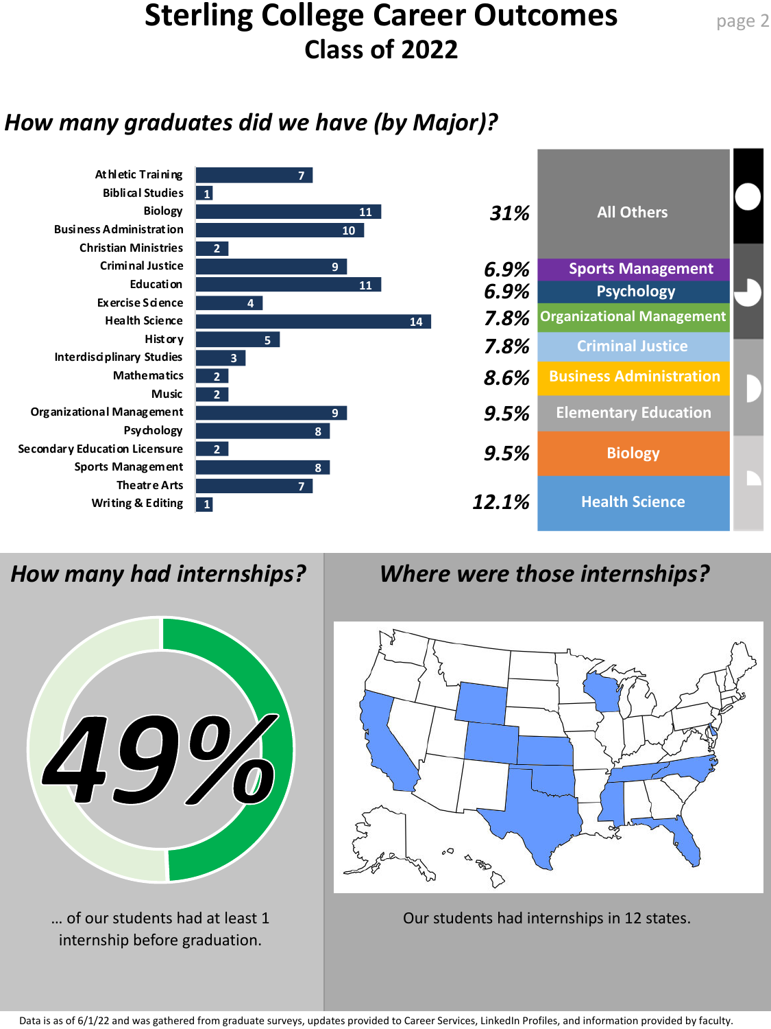# Sterling College Career Outcomes
## Class of 2022

## How many graduates did we have (by Major)?

| Major | Graduates |
|---|---|
| Athletic Training | 7 |
| Biblical Studies | 1 |
| Biology | 11 |
| Business Administration | 10 |
| Christian Ministries | 2 |
| Criminal Justice | 9 |
| Education | 11 |
| Exercise Science | 4 |
| Health Science | 14 |
| History | 5 |
| Interdisciplinary Studies | 3 |
| Mathematics | 2 |
| Music | 2 |
| Organizational Management | 9 |
| Psychology | 8 |
| Secondary Education Licensure | 2 |
| Sports Management | 8 |
| Theatre Arts | 7 |
| Writing & Editing | 1 |

| Major | Percentage |
|---|---|
| All Others | 31% |
| Sports Management | 6.9% |
| Psychology | 6.9% |
| Organizational Management | 7.8% |
| Criminal Justice | 7.8% |
| Business Administration | 8.6% |
| Elementary Education | 9.5% |
| Biology | 9.5% |
| Health Science | 12.1% |

## How many had internships?

**49%**

... of our students had at least 1 internship before graduation.

## Where were those internships?

Our students had internships in 12 states.

Data is as of 6/1/22 and was gathered from graduate surveys, updates provided to Career Services, LinkedIn Profiles, and information provided by faculty.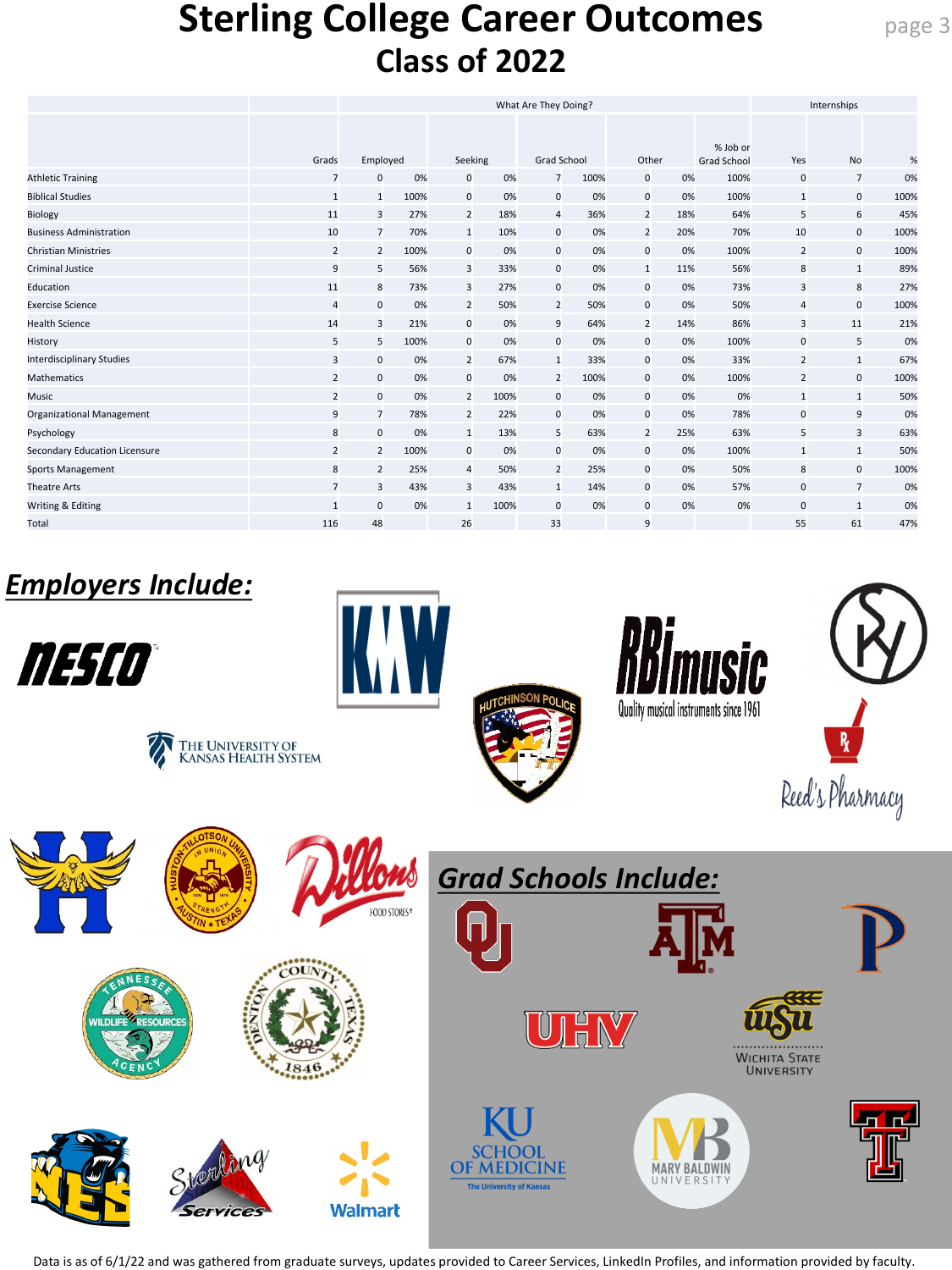# Sterling College Career Outcomes
## Class of 2022

| | | What Are They Doing? | | | | | | | | | Internships | | |
|---|---|---|---|---|---|---|---|---|---|---|---|---|---|
| | Grads | Employed | | Seeking | | Grad School | | Other | | % Job or Grad School | Yes | No | % |
| Athletic Training | 7 | 0 | 0% | 0 | 0% | 7 | 100% | 0 | 0% | 100% | 0 | 7 | 0% |
| Biblical Studies | 1 | 1 | 100% | 0 | 0% | 0 | 0% | 0 | 0% | 100% | 1 | 0 | 100% |
| Biology | 11 | 3 | 27% | 2 | 18% | 4 | 36% | 2 | 18% | 64% | 5 | 6 | 45% |
| Business Administration | 10 | 7 | 70% | 1 | 10% | 0 | 0% | 2 | 20% | 70% | 10 | 0 | 100% |
| Christian Ministries | 2 | 2 | 100% | 0 | 0% | 0 | 0% | 0 | 0% | 100% | 2 | 0 | 100% |
| Criminal Justice | 9 | 5 | 56% | 3 | 33% | 0 | 0% | 1 | 11% | 56% | 8 | 1 | 89% |
| Education | 11 | 8 | 73% | 3 | 27% | 0 | 0% | 0 | 0% | 73% | 3 | 8 | 27% |
| Exercise Science | 4 | 0 | 0% | 2 | 50% | 2 | 50% | 0 | 0% | 50% | 4 | 0 | 100% |
| Health Science | 14 | 3 | 21% | 0 | 0% | 9 | 64% | 2 | 14% | 86% | 3 | 11 | 21% |
| History | 5 | 5 | 100% | 0 | 0% | 0 | 0% | 0 | 0% | 100% | 0 | 5 | 0% |
| Interdisciplinary Studies | 3 | 0 | 0% | 2 | 67% | 1 | 33% | 0 | 0% | 33% | 2 | 1 | 67% |
| Mathematics | 2 | 0 | 0% | 0 | 0% | 2 | 100% | 0 | 0% | 100% | 2 | 0 | 100% |
| Music | 2 | 0 | 0% | 2 | 100% | 0 | 0% | 0 | 0% | 0% | 1 | 1 | 50% |
| Organizational Management | 9 | 7 | 78% | 2 | 22% | 0 | 0% | 0 | 0% | 78% | 0 | 9 | 0% |
| Psychology | 8 | 0 | 0% | 1 | 13% | 5 | 63% | 2 | 25% | 63% | 5 | 3 | 63% |
| Secondary Education Licensure | 2 | 2 | 100% | 0 | 0% | 0 | 0% | 0 | 0% | 100% | 1 | 1 | 50% |
| Sports Management | 8 | 2 | 25% | 4 | 50% | 2 | 25% | 0 | 0% | 50% | 8 | 0 | 100% |
| Theatre Arts | 7 | 3 | 43% | 3 | 43% | 1 | 14% | 0 | 0% | 57% | 0 | 7 | 0% |
| Writing & Editing | 1 | 0 | 0% | 1 | 100% | 0 | 0% | 0 | 0% | 0% | 0 | 1 | 0% |
| Total | 116 | 48 | | 26 | | 33 | | 9 | | | 55 | 61 | 47% |

## *Employers Include:*

NESCO

KMW

Hutchinson Police

RBI music — Quality musical instruments since 1961

The University of Kansas Health System

Reed's Pharmacy

Huston-Tillotson University — Austin, Texas

Dillons Food Stores

Tennessee Wildlife Resources Agency

Denton County, Texas — 1846

Sterling Services

Walmart

## *Grad Schools Include:*

Wichita State University

KU School of Medicine — The University of Kansas

Mary Baldwin University

Data is as of 6/1/22 and was gathered from graduate surveys, updates provided to Career Services, LinkedIn Profiles, and information provided by faculty.